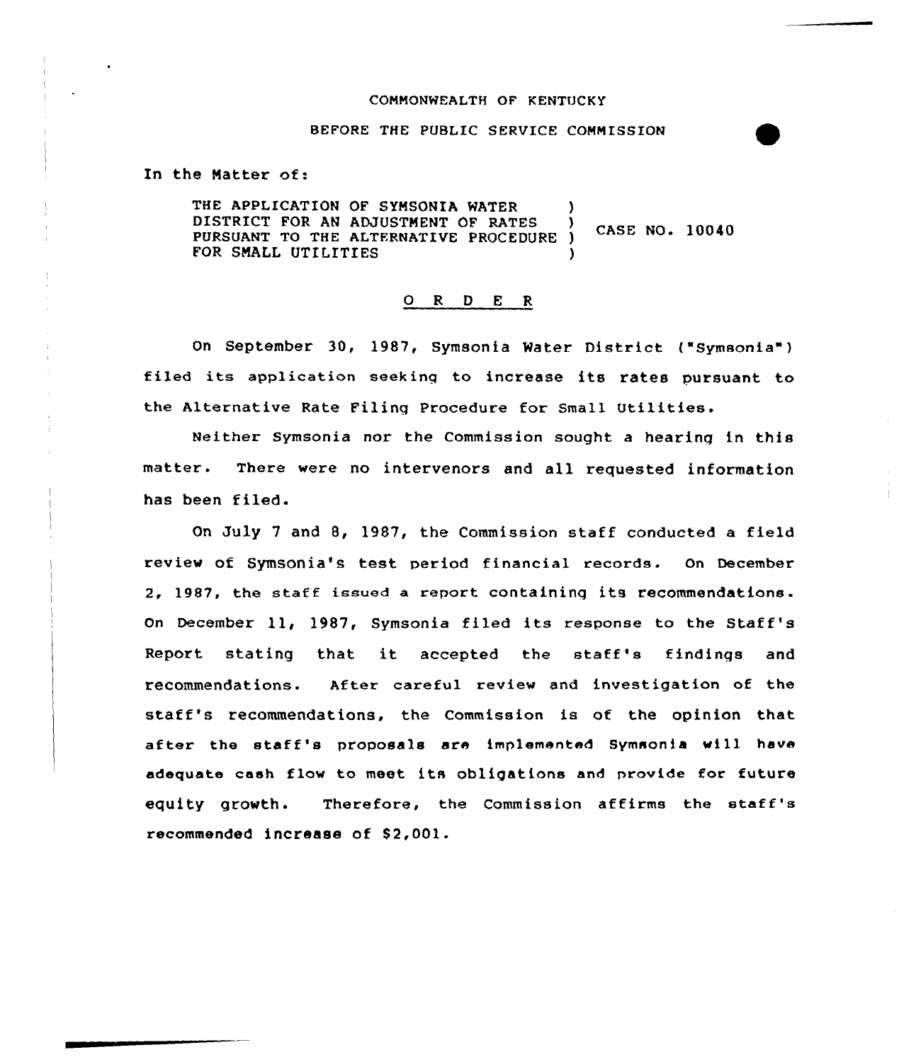COMMONWEALTH OF KENTUCKY

BEFORE THE PUBLIC SERVICE COMMISSION

In the Matter of:

THE APPLICATION OF SYMSONIA WATER DISTRICT FOR AN ADJUSTMENT OF RATES PURSUANT TO THE ALTERNATIVE PROCEDURE FOR SMALL UTILITIES ) CASE NO. 10040

## O R D E R

On September 30, 1987, Symsonia Water District ("Symsonia") filed its application seeking to increase its rates pursuant to the Alternative Rate Filing Procedure for Small Utilities.

Neither Symsonia nor the Commission sought a hearing in this matter. There were no intervenors and all requested information has been filed.

On July 7 and 8, 1987, the Commission staff conducted a field review of Symsonia's test period financial records. On December 2, 1987, the staff issued a report containing its recommendations. On December 11, 1987, Symsonia filed its response to the Staff's Report stating that it accepted the staff's findings and recommendations. After careful review and investigation of the staff's recommendations, the Commission is of the opinion that after the staff's proposals are implemented Symsonia will have adequate cash flow to meet its obligations and provide for future equity growth. Therefore, the Commission affirms the staff's recommended increase of $2,001.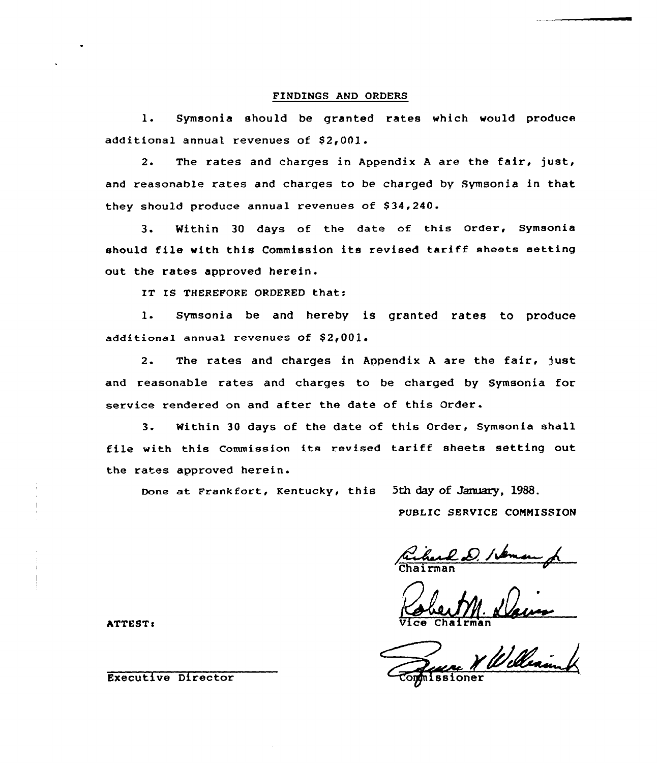## FINDINGS AND ORDERS

1. Symsonia should be granted rates which would produce additional annual revenues of $2,001.

2. The rates and charges in Appendix A are the fair, just, and reasonable rates and charges to be charged by Symsonia in that they should produce annual revenues of $34,240.

3. Within 30 days of the date of this Order, Symsonia should file with this Commission its revised tariff sheets setting out the rates approved herein.

IT IS THEREFORE ORDERED that:

1. Symsonia be and hereby is granted rates to produce additional annual revenues of $2,001.

2. The rates and charges in Appendix A are the fair, just and reasonable rates and charges to be charged by Symsonia for service rendered on and after the date of this Order.

3. Within 30 days of the date of this Order, Symsonia shall file with this Commission its revised tariff sheets setting out the rates approved herein.

Done at Frankfort, Kentucky, this 5th day of January, 1988.

PUBLIC SERVICE COMMISSION

Chairman

Vice Chairman

Commissioner

ATTEST:

Executive Director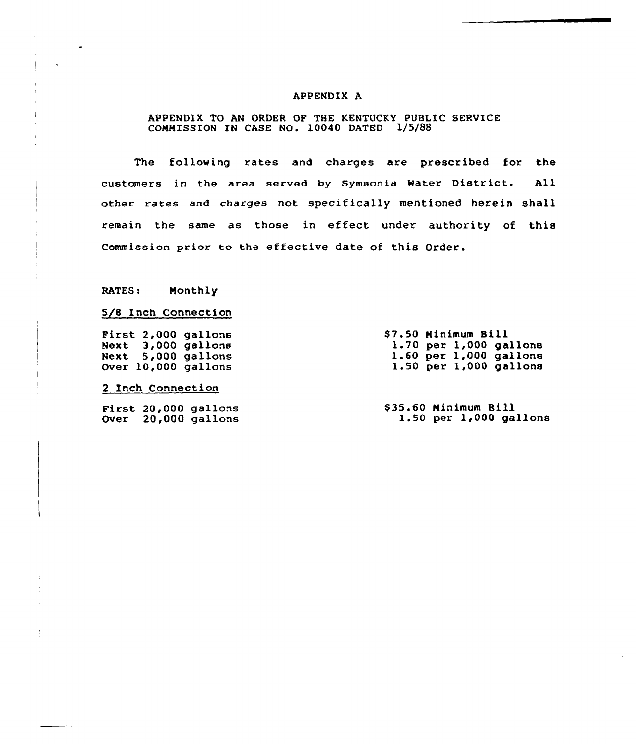# APPENDIX A

APPENDIX TO AN ORDER OF THE KENTUCKY PUBLIC SERVICE COMMISSION IN CASE NO. 10040 DATED 1/5/88

The following rates and charges are prescribed for the customers in the area served by Symsonia Water District. All other rates and charges not specifically mentioned herein shall remain the same as those in effect under authority of this Commission prior to the effective date of this Order.

RATES: Monthly

5/8 Inch Connection

| | |
|---|---|
| First 2,000 gallons | $7.50 Minimum Bill |
| Next 3,000 gallons | 1.70 per 1,000 gallons |
| Next 5,000 gallons | 1.60 per 1,000 gallons |
| Over 10,000 gallons | 1.50 per 1,000 gallons |

2 Inch Connection

| | |
|---|---|
| First 20,000 gallons | $35.60 Minimum Bill |
| Over 20,000 gallons | 1.50 per 1,000 gallons |